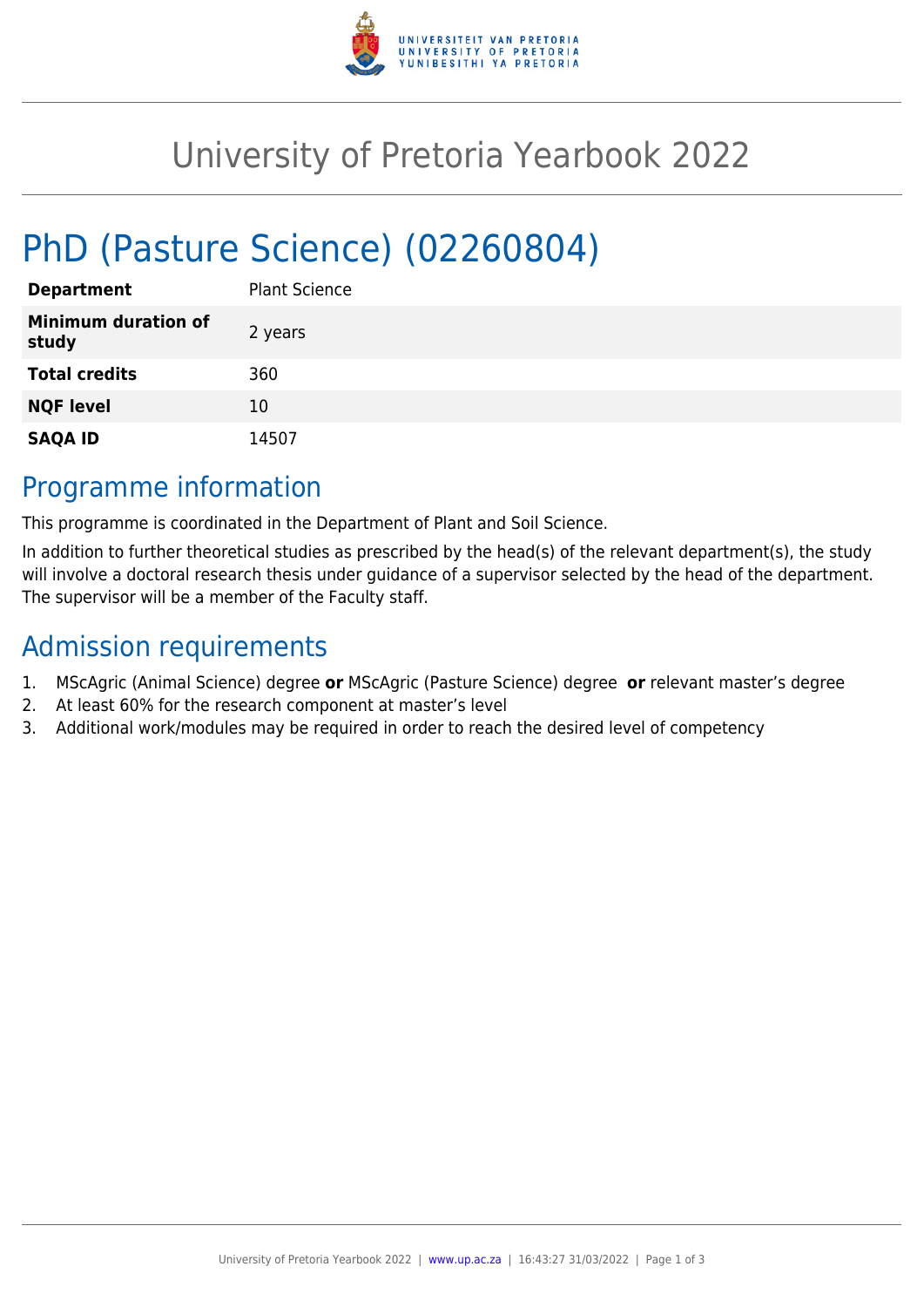# University of Pretoria Yearbook 2022

# PhD (Pasture Science) (02260804)

| | |
|---|---|
| **Department** | Plant Science |
| **Minimum duration of study** | 2 years |
| **Total credits** | 360 |
| **NQF level** | 10 |
| **SAQA ID** | 14507 |

## Programme information

This programme is coordinated in the Department of Plant and Soil Science.

In addition to further theoretical studies as prescribed by the head(s) of the relevant department(s), the study will involve a doctoral research thesis under guidance of a supervisor selected by the head of the department. The supervisor will be a member of the Faculty staff.

## Admission requirements

1. MScAgric (Animal Science) degree **or** MScAgric (Pasture Science) degree **or** relevant master's degree
2. At least 60% for the research component at master's level
3. Additional work/modules may be required in order to reach the desired level of competency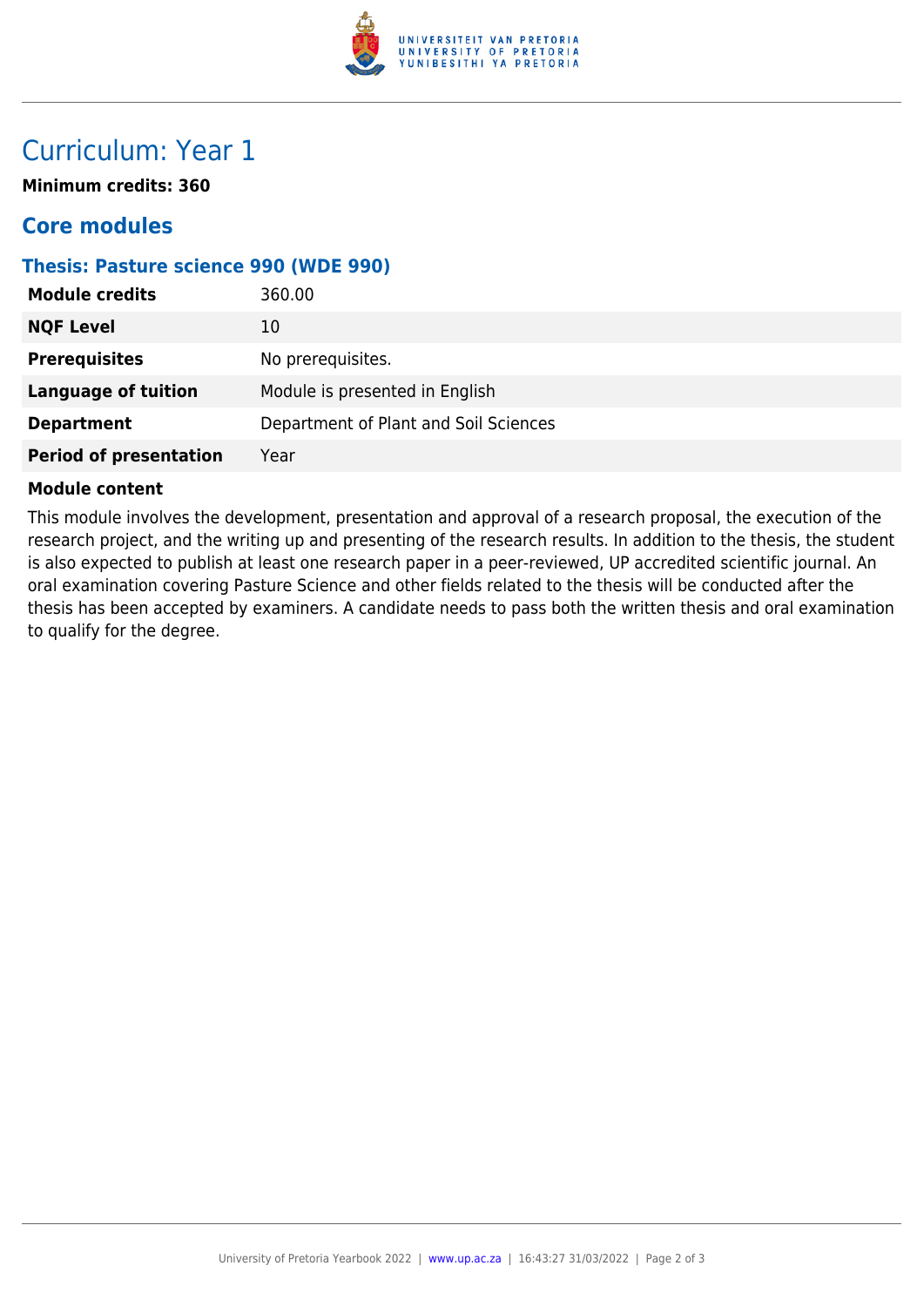# Curriculum: Year 1

**Minimum credits: 360**

## Core modules

### Thesis: Pasture science 990 (WDE 990)

| **Module credits** | 360.00 |
|---|---|
| **NQF Level** | 10 |
| **Prerequisites** | No prerequisites. |
| **Language of tuition** | Module is presented in English |
| **Department** | Department of Plant and Soil Sciences |
| **Period of presentation** | Year |

**Module content**

This module involves the development, presentation and approval of a research proposal, the execution of the research project, and the writing up and presenting of the research results. In addition to the thesis, the student is also expected to publish at least one research paper in a peer-reviewed, UP accredited scientific journal. An oral examination covering Pasture Science and other fields related to the thesis will be conducted after the thesis has been accepted by examiners. A candidate needs to pass both the written thesis and oral examination to qualify for the degree.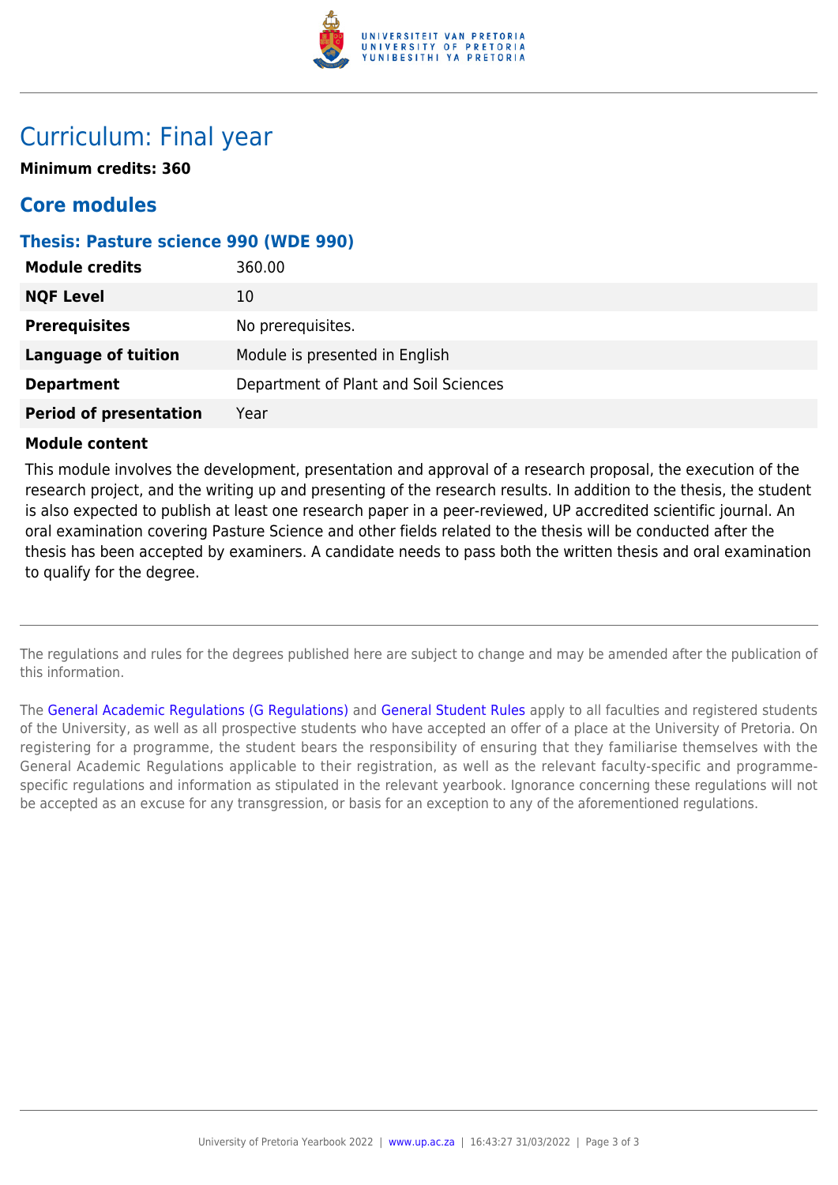# Curriculum: Final year

**Minimum credits: 360**

## Core modules

### Thesis: Pasture science 990 (WDE 990)

| | |
|---|---|
| **Module credits** | 360.00 |
| **NQF Level** | 10 |
| **Prerequisites** | No prerequisites. |
| **Language of tuition** | Module is presented in English |
| **Department** | Department of Plant and Soil Sciences |
| **Period of presentation** | Year |

**Module content**

This module involves the development, presentation and approval of a research proposal, the execution of the research project, and the writing up and presenting of the research results. In addition to the thesis, the student is also expected to publish at least one research paper in a peer-reviewed, UP accredited scientific journal. An oral examination covering Pasture Science and other fields related to the thesis will be conducted after the thesis has been accepted by examiners. A candidate needs to pass both the written thesis and oral examination to qualify for the degree.

---

The regulations and rules for the degrees published here are subject to change and may be amended after the publication of this information.

The General Academic Regulations (G Regulations) and General Student Rules apply to all faculties and registered students of the University, as well as all prospective students who have accepted an offer of a place at the University of Pretoria. On registering for a programme, the student bears the responsibility of ensuring that they familiarise themselves with the General Academic Regulations applicable to their registration, as well as the relevant faculty-specific and programme-specific regulations and information as stipulated in the relevant yearbook. Ignorance concerning these regulations will not be accepted as an excuse for any transgression, or basis for an exception to any of the aforementioned regulations.